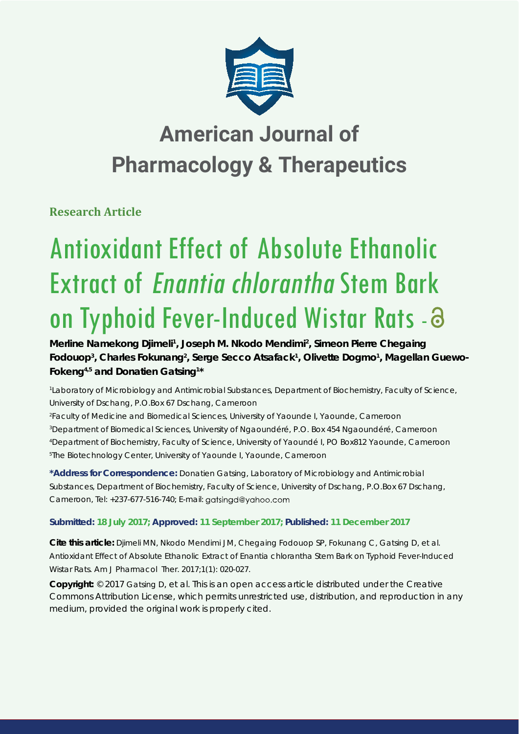# American Journal of Pharmacology & Therapeutics

**Research Article**

# Antioxidant Effect of Absolute Ethanolic Extract of *Enantia chlorantha* Stem Bark on Typhoid Fever-Induced Wistar Rats

**Merline Namekong Djimeli[1], Joseph M. Nkodo Mendimi[2], Simeon Pierre Chegaing Fodouop[3], Charles Fokunang[2], Serge Secco Atsafack[1], Olivette Dogmo[1], Magellan Guewo-Fokeng[4,5] and Donatien Gatsing[1]***

[1]Laboratory of Microbiology and Antimicrobial Substances, Department of Biochemistry, Faculty of Science, University of Dschang, P.O.Box 67 Dschang, Cameroon

[2]Faculty of Medicine and Biomedical Sciences, University of Yaounde I, Yaounde, Cameroon

[3]Department of Biomedical Sciences, University of Ngaoundéré, P.O. Box 454 Ngaoundéré, Cameroon

[4]Department of Biochemistry, Faculty of Science, University of Yaoundé I, PO Box812 Yaounde, Cameroon

[5]The Biotechnology Center, University of Yaounde I, Yaounde, Cameroon

**\*Address for Correspondence:** Donatien Gatsing, Laboratory of Microbiology and Antimicrobial Substances, Department of Biochemistry, Faculty of Science, University of Dschang, P.O.Box 67 Dschang, Cameroon, Tel: +237-677-516-740; E-mail: gatsingd@yahoo.com

**Submitted: 18 July 2017; Approved: 11 September 2017; Published: 11 December 2017**

**Cite this article:** Djimeli MN, Nkodo Mendimi JM, Chegaing Fodouop SP, Fokunang C, Gatsing D, et al. Antioxidant Effect of Absolute Ethanolic Extract of Enantia chlorantha Stem Bark on Typhoid Fever-Induced Wistar Rats. Am J Pharmacol Ther. 2017;1(1): 020-027.

**Copyright:** © 2017 Gatsing D, et al. This is an open access article distributed under the Creative Commons Attribution License, which permits unrestricted use, distribution, and reproduction in any medium, provided the original work is properly cited.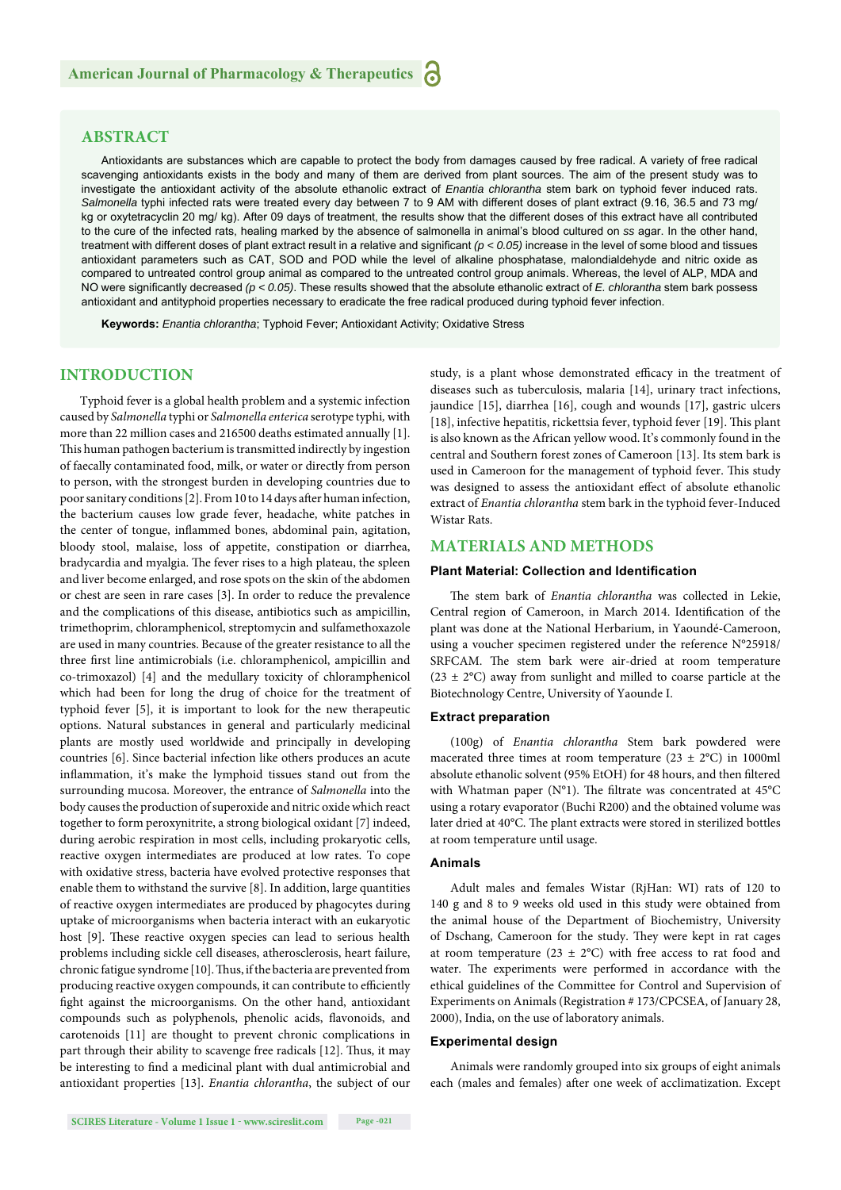## ABSTRACT

Antioxidants are substances which are capable to protect the body from damages caused by free radical. A variety of free radical scavenging antioxidants exists in the body and many of them are derived from plant sources. The aim of the present study was to investigate the antioxidant activity of the absolute ethanolic extract of *Enantia chlorantha* stem bark on typhoid fever induced rats. *Salmonella* typhi infected rats were treated every day between 7 to 9 AM with different doses of plant extract (9.16, 36.5 and 73 mg/kg or oxytetracyclin 20 mg/ kg). After 09 days of treatment, the results show that the different doses of this extract have all contributed to the cure of the infected rats, healing marked by the absence of salmonella in animal's blood cultured on *ss* agar. In the other hand, treatment with different doses of plant extract result in a relative and significant *($p < 0.05$)* increase in the level of some blood and tissues antioxidant parameters such as CAT, SOD and POD while the level of alkaline phosphatase, malondialdehyde and nitric oxide as compared to untreated control group animal as compared to the untreated control group animals. Whereas, the level of ALP, MDA and NO were significantly decreased *($p < 0.05$)*. These results showed that the absolute ethanolic extract of *E. chlorantha* stem bark possess antioxidant and antityphoid properties necessary to eradicate the free radical produced during typhoid fever infection.

**Keywords:** *Enantia chlorantha*; Typhoid Fever; Antioxidant Activity; Oxidative Stress

## INTRODUCTION

Typhoid fever is a global health problem and a systemic infection caused by *Salmonella* typhi or *Salmonella enterica* serotype typhi*,* with more than 22 million cases and 216500 deaths estimated annually [1]. This human pathogen bacterium is transmitted indirectly by ingestion of faecally contaminated food, milk, or water or directly from person to person, with the strongest burden in developing countries due to poor sanitary conditions [2]. From 10 to 14 days after human infection, the bacterium causes low grade fever, headache, white patches in the center of tongue, inflammed bones, abdominal pain, agitation, bloody stool, malaise, loss of appetite, constipation or diarrhea, bradycardia and myalgia. The fever rises to a high plateau, the spleen and liver become enlarged, and rose spots on the skin of the abdomen or chest are seen in rare cases [3]. In order to reduce the prevalence and the complications of this disease, antibiotics such as ampicillin, trimethoprim, chloramphenicol, streptomycin and sulfamethoxazole are used in many countries. Because of the greater resistance to all the three first line antimicrobials (i.e. chloramphenicol, ampicillin and co-trimoxazol) [4] and the medullary toxicity of chloramphenicol which had been for long the drug of choice for the treatment of typhoid fever [5], it is important to look for the new therapeutic options. Natural substances in general and particularly medicinal plants are mostly used worldwide and principally in developing countries [6]. Since bacterial infection like others produces an acute inflammation, it's make the lymphoid tissues stand out from the surrounding mucosa. Moreover, the entrance of *Salmonella* into the body causes the production of superoxide and nitric oxide which react together to form peroxynitrite, a strong biological oxidant [7] indeed, during aerobic respiration in most cells, including prokaryotic cells, reactive oxygen intermediates are produced at low rates. To cope with oxidative stress, bacteria have evolved protective responses that enable them to withstand the survive [8]. In addition, large quantities of reactive oxygen intermediates are produced by phagocytes during uptake of microorganisms when bacteria interact with an eukaryotic host [9]. These reactive oxygen species can lead to serious health problems including sickle cell diseases, atherosclerosis, heart failure, chronic fatigue syndrome [10]. Thus, if the bacteria are prevented from producing reactive oxygen compounds, it can contribute to efficiently fight against the microorganisms. On the other hand, antioxidant compounds such as polyphenols, phenolic acids, flavonoids, and carotenoids [11] are thought to prevent chronic complications in part through their ability to scavenge free radicals [12]. Thus, it may be interesting to find a medicinal plant with dual antimicrobial and antioxidant properties [13]. *Enantia chlorantha*, the subject of our study, is a plant whose demonstrated efficacy in the treatment of diseases such as tuberculosis, malaria [14], urinary tract infections, jaundice [15], diarrhea [16], cough and wounds [17], gastric ulcers [18], infective hepatitis, rickettsia fever, typhoid fever [19]. This plant is also known as the African yellow wood. It's commonly found in the central and Southern forest zones of Cameroon [13]. Its stem bark is used in Cameroon for the management of typhoid fever. This study was designed to assess the antioxidant effect of absolute ethanolic extract of *Enantia chlorantha* stem bark in the typhoid fever-Induced Wistar Rats.

## MATERIALS AND METHODS

### Plant Material: Collection and Identification

The stem bark of *Enantia chlorantha* was collected in Lekie, Central region of Cameroon, in March 2014. Identification of the plant was done at the National Herbarium, in Yaoundé-Cameroon, using a voucher specimen registered under the reference N°25918/SRFCAM. The stem bark were air-dried at room temperature (23 ± 2°C) away from sunlight and milled to coarse particle at the Biotechnology Centre, University of Yaounde I.

### Extract preparation

(100g) of *Enantia chlorantha* Stem bark powdered were macerated three times at room temperature (23 ± 2°C) in 1000ml absolute ethanolic solvent (95% EtOH) for 48 hours, and then filtered with Whatman paper (N°1). The filtrate was concentrated at 45°C using a rotary evaporator (Buchi R200) and the obtained volume was later dried at 40°C. The plant extracts were stored in sterilized bottles at room temperature until usage.

### Animals

Adult males and females Wistar (RjHan: WI) rats of 120 to 140 g and 8 to 9 weeks old used in this study were obtained from the animal house of the Department of Biochemistry, University of Dschang, Cameroon for the study. They were kept in rat cages at room temperature (23 ± 2°C) with free access to rat food and water. The experiments were performed in accordance with the ethical guidelines of the Committee for Control and Supervision of Experiments on Animals (Registration # 173/CPCSEA, of January 28, 2000), India, on the use of laboratory animals.

### Experimental design

Animals were randomly grouped into six groups of eight animals each (males and females) after one week of acclimatization. Except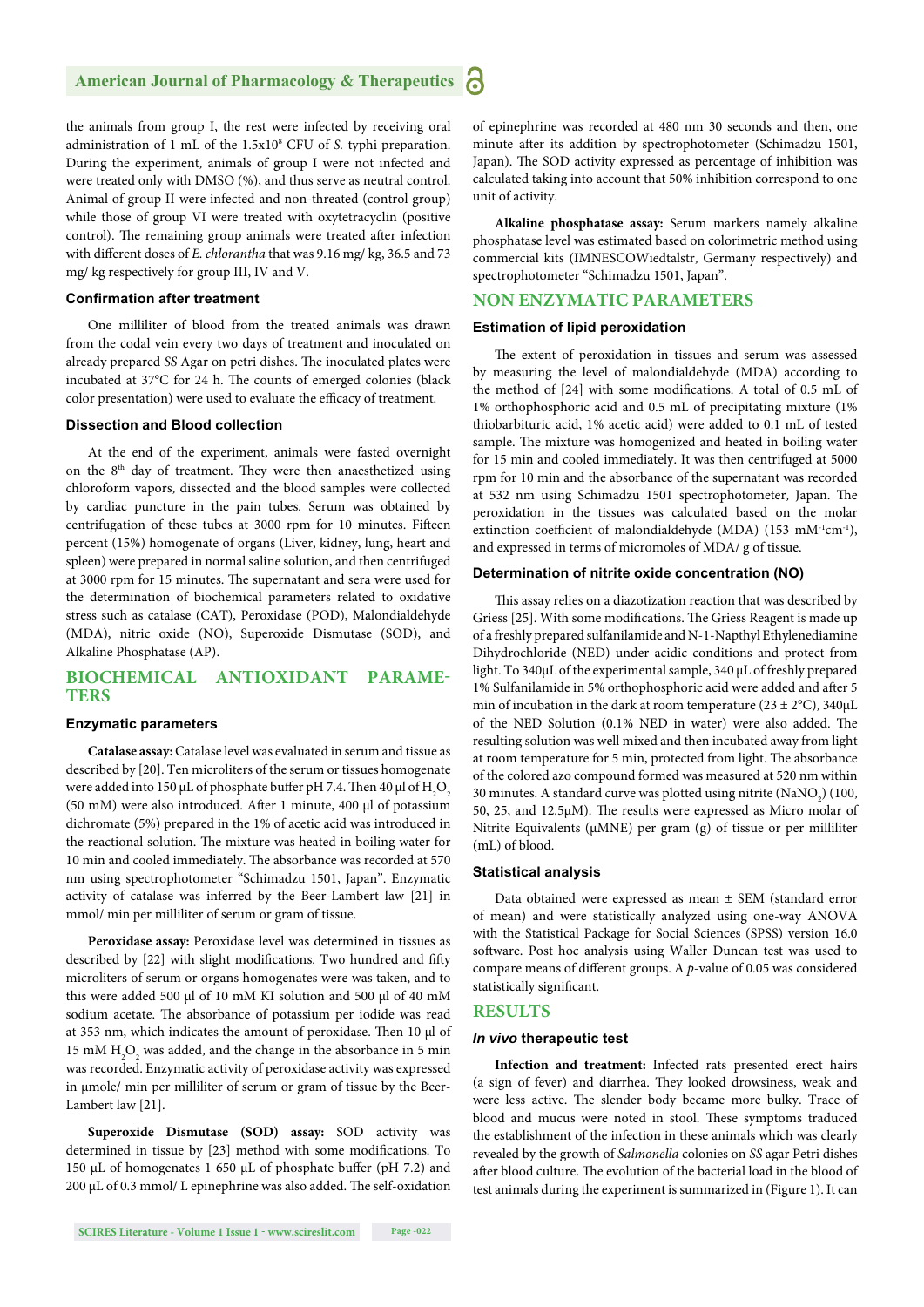the animals from group I, the rest were infected by receiving oral administration of 1 mL of the $1.5 \times 10^8$ CFU of *S.* typhi preparation. During the experiment, animals of group I were not infected and were treated only with DMSO (%), and thus serve as neutral control. Animal of group II were infected and non-threated (control group) while those of group VI were treated with oxytetracyclin (positive control). The remaining group animals were treated after infection with different doses of *E. chlorantha* that was 9.16 mg/ kg, 36.5 and 73 mg/ kg respectively for group III, IV and V.

### Confirmation after treatment

One milliliter of blood from the treated animals was drawn from the codal vein every two days of treatment and inoculated on already prepared *SS* Agar on petri dishes. The inoculated plates were incubated at 37°C for 24 h. The counts of emerged colonies (black color presentation) were used to evaluate the efficacy of treatment.

### Dissection and Blood collection

At the end of the experiment, animals were fasted overnight on the 8th day of treatment. They were then anaesthetized using chloroform vapors, dissected and the blood samples were collected by cardiac puncture in the pain tubes. Serum was obtained by centrifugation of these tubes at 3000 rpm for 10 minutes. Fifteen percent (15%) homogenate of organs (Liver, kidney, lung, heart and spleen) were prepared in normal saline solution, and then centrifuged at 3000 rpm for 15 minutes. The supernatant and sera were used for the determination of biochemical parameters related to oxidative stress such as catalase (CAT), Peroxidase (POD), Malondialdehyde (MDA), nitric oxide (NO), Superoxide Dismutase (SOD), and Alkaline Phosphatase (AP).

## BIOCHEMICAL ANTIOXIDANT PARAMETERS

### Enzymatic parameters

**Catalase assay:** Catalase level was evaluated in serum and tissue as described by [20]. Ten microliters of the serum or tissues homogenate were added into 150 µL of phosphate buffer pH 7.4. Then 40 µl of $H_2O_2$ (50 mM) were also introduced. After 1 minute, 400 µl of potassium dichromate (5%) prepared in the 1% of acetic acid was introduced in the reactional solution. The mixture was heated in boiling water for 10 min and cooled immediately. The absorbance was recorded at 570 nm using spectrophotometer "Schimadzu 1501, Japan". Enzymatic activity of catalase was inferred by the Beer-Lambert law [21] in mmol/ min per milliliter of serum or gram of tissue.

**Peroxidase assay:** Peroxidase level was determined in tissues as described by [22] with slight modifications. Two hundred and fifty microliters of serum or organs homogenates were was taken, and to this were added 500 µl of 10 mM KI solution and 500 µl of 40 mM sodium acetate. The absorbance of potassium per iodide was read at 353 nm, which indicates the amount of peroxidase. Then 10 µl of 15 mM $H_2O_2$ was added, and the change in the absorbance in 5 min was recorded. Enzymatic activity of peroxidase activity was expressed in µmole/ min per milliliter of serum or gram of tissue by the Beer-Lambert law [21].

**Superoxide Dismutase (SOD) assay:** SOD activity was determined in tissue by [23] method with some modifications. To 150 µL of homogenates 1 650 µL of phosphate buffer (pH 7.2) and 200 µL of 0.3 mmol/ L epinephrine was also added. The self-oxidation of epinephrine was recorded at 480 nm 30 seconds and then, one minute after its addition by spectrophotometer (Schimadzu 1501, Japan). The SOD activity expressed as percentage of inhibition was calculated taking into account that 50% inhibition correspond to one unit of activity.

**Alkaline phosphatase assay:** Serum markers namely alkaline phosphatase level was estimated based on colorimetric method using commercial kits (IMNESCOWiedtalstr, Germany respectively) and spectrophotometer "Schimadzu 1501, Japan".

## NON ENZYMATIC PARAMETERS

### Estimation of lipid peroxidation

The extent of peroxidation in tissues and serum was assessed by measuring the level of malondialdehyde (MDA) according to the method of [24] with some modifications. A total of 0.5 mL of 1% orthophosphoric acid and 0.5 mL of precipitating mixture (1% thiobarbituric acid, 1% acetic acid) were added to 0.1 mL of tested sample. The mixture was homogenized and heated in boiling water for 15 min and cooled immediately. It was then centrifuged at 5000 rpm for 10 min and the absorbance of the supernatant was recorded at 532 nm using Schimadzu 1501 spectrophotometer, Japan. The peroxidation in the tissues was calculated based on the molar extinction coefficient of malondialdehyde (MDA) (153 $mM^{-1}cm^{-1}$), and expressed in terms of micromoles of MDA/ g of tissue.

### Determination of nitrite oxide concentration (NO)

This assay relies on a diazotization reaction that was described by Griess [25]. With some modifications. The Griess Reagent is made up of a freshly prepared sulfanilamide and N-1-Napthyl Ethylenediamine Dihydrochloride (NED) under acidic conditions and protect from light. To 340µL of the experimental sample, 340 µL of freshly prepared 1% Sulfanilamide in 5% orthophosphoric acid were added and after 5 min of incubation in the dark at room temperature (23 ± 2°C), 340µL of the NED Solution (0.1% NED in water) were also added. The resulting solution was well mixed and then incubated away from light at room temperature for 5 min, protected from light. The absorbance of the colored azo compound formed was measured at 520 nm within 30 minutes. A standard curve was plotted using nitrite ($NaNO_2$) (100, 50, 25, and 12.5µM). The results were expressed as Micro molar of Nitrite Equivalents (µMNE) per gram (g) of tissue or per milliliter (mL) of blood.

### Statistical analysis

Data obtained were expressed as mean ± SEM (standard error of mean) and were statistically analyzed using one-way ANOVA with the Statistical Package for Social Sciences (SPSS) version 16.0 software. Post hoc analysis using Waller Duncan test was used to compare means of different groups. A *p*-value of 0.05 was considered statistically significant.

## RESULTS

### *In vivo* therapeutic test

**Infection and treatment:** Infected rats presented erect hairs (a sign of fever) and diarrhea. They looked drowsiness, weak and were less active. The slender body became more bulky. Trace of blood and mucus were noted in stool. These symptoms traduced the establishment of the infection in these animals which was clearly revealed by the growth of *Salmonella* colonies on *SS* agar Petri dishes after blood culture. The evolution of the bacterial load in the blood of test animals during the experiment is summarized in (Figure 1). It can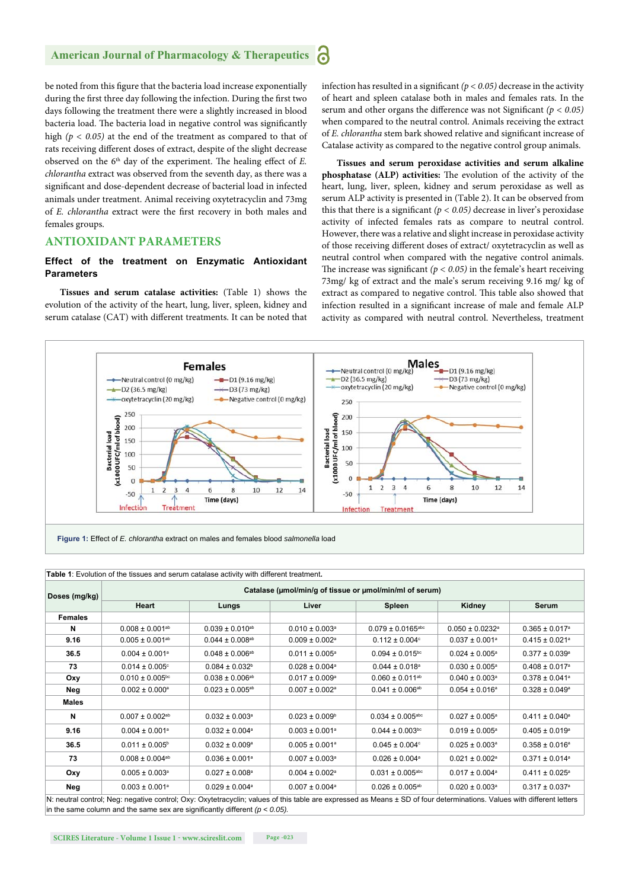be noted from this figure that the bacteria load increase exponentially during the first three day following the infection. During the first two days following the treatment there were a slightly increased in blood bacteria load. The bacteria load in negative control was significantly high ($p < 0.05$) at the end of the treatment as compared to that of rats receiving different doses of extract, despite of the slight decrease observed on the 6th day of the experiment. The healing effect of *E. chlorantha* extract was observed from the seventh day, as there was a significant and dose-dependent decrease of bacterial load in infected animals under treatment. Animal receiving oxytetracyclin and 73mg of *E. chlorantha* extract were the first recovery in both males and females groups.

## ANTIOXIDANT PARAMETERS

### Effect of the treatment on Enzymatic Antioxidant Parameters

**Tissues and serum catalase activities:** (Table 1) shows the evolution of the activity of the heart, lung, liver, spleen, kidney and serum catalase (CAT) with different treatments. It can be noted that infection has resulted in a significant ($p < 0.05$) decrease in the activity of heart and spleen catalase both in males and females rats. In the serum and other organs the difference was not Significant ($p < 0.05$) when compared to the neutral control. Animals receiving the extract of *E. chlorantha* stem bark showed relative and significant increase of Catalase activity as compared to the negative control group animals.

**Tissues and serum peroxidase activities and serum alkaline phosphatase (ALP) activities:** The evolution of the activity of the heart, lung, liver, spleen, kidney and serum peroxidase as well as serum ALP activity is presented in (Table 2). It can be observed from this that there is a significant ($p < 0.05$) decrease in liver's peroxidase activity of infected females rats as compare to neutral control. However, there was a relative and slight increase in peroxidase activity of those receiving different doses of extract/ oxytetracyclin as well as neutral control when compared with the negative control animals. The increase was significant ($p < 0.05$) in the female's heart receiving 73mg/ kg of extract and the male's serum receiving 9.16 mg/ kg of extract as compared to negative control. This table also showed that infection resulted in a significant increase of male and female ALP activity as compared with neutral control. Nevertheless, treatment

**Figure 1:** Effect of *E. chlorantha* extract on males and females blood *salmonella* load

**Table 1**: Evolution of the tissues and serum catalase activity with different treatment.

| Doses (mg/kg) | Catalase (µmol/min/g of tissue or µmol/min/ml of serum) | | | | | |
|---|---|---|---|---|---|---|
| | Heart | Lungs | Liver | Spleen | Kidney | Serum |
| **Females** | | | | | | |
| **N** | 0.008 ± 0.001[ab] | 0.039 ± 0.010[ab] | 0.010 ± 0.003[a] | 0.079 ± 0.0165[abc] | 0.050 ± 0.0232[a] | 0.365 ± 0.017[a] |
| **9.16** | 0.005 ± 0.001[ab] | 0.044 ± 0.008[ab] | 0.009 ± 0.002[a] | 0.112 ± 0.004[c] | 0.037 ± 0.001[a] | 0.415 ± 0.021[a] |
| **36.5** | 0.004 ± 0.001[a] | 0.048 ± 0.006[ab] | 0.011 ± 0.005[a] | 0.094 ± 0.015[bc] | 0.024 ± 0.005[a] | 0.377 ± 0.039[a] |
| **73** | 0.014 ± 0.005[c] | 0.084 ± 0.032[b] | 0.028 ± 0.004[a] | 0.044 ± 0.018[a] | 0.030 ± 0.005[a] | 0.408 ± 0.017[a] |
| **Oxy** | 0.010 ± 0.005[bc] | 0.038 ± 0.006[ab] | 0.017 ± 0.009[a] | 0.060 ± 0.011[ab] | 0.040 ± 0.003[a] | 0.378 ± 0.041[a] |
| **Neg** | 0.002 ± 0.000[a] | 0.023 ± 0.005[ab] | 0.007 ± 0.002[a] | 0.041 ± 0.006[ab] | 0.054 ± 0.016[a] | 0.328 ± 0.049[a] |
| **Males** | | | | | | |
| **N** | 0.007 ± 0.002[ab] | 0.032 ± 0.003[a] | 0.023 ± 0.009[b] | 0.034 ± 0.005[abc] | 0.027 ± 0.005[a] | 0.411 ± 0.040[a] |
| **9.16** | 0.004 ± 0.001[a] | 0.032 ± 0.004[a] | 0.003 ± 0.001[a] | 0.044 ± 0.003[bc] | 0.019 ± 0.005[a] | 0.405 ± 0.019[a] |
| **36.5** | 0.011 ± 0.005[b] | 0.032 ± 0.009[a] | 0.005 ± 0.001[a] | 0.045 ± 0.004[c] | 0.025 ± 0.003[a] | 0.358 ± 0.016[a] |
| **73** | 0.008 ± 0.004[ab] | 0.036 ± 0.001[a] | 0.007 ± 0.003[a] | 0.026 ± 0.004[a] | 0.021 ± 0.002[a] | 0.371 ± 0.014[a] |
| **Oxy** | 0.005 ± 0.003[a] | 0.027 ± 0.008[a] | 0.004 ± 0.002[a] | 0.031 ± 0.005[abc] | 0.017 ± 0.004[a] | 0.411 ± 0.025[a] |
| **Neg** | 0.003 ± 0.001[a] | 0.029 ± 0.004[a] | 0.007 ± 0.004[a] | 0.026 ± 0.005[ab] | 0.020 ± 0.003[a] | 0.317 ± 0.037[a] |

N: neutral control; Neg: negative control; Oxy: Oxytetracyclin; values of this table are expressed as Means ± SD of four determinations. Values with different letters in the same column and the same sex are significantly different ($p < 0.05$).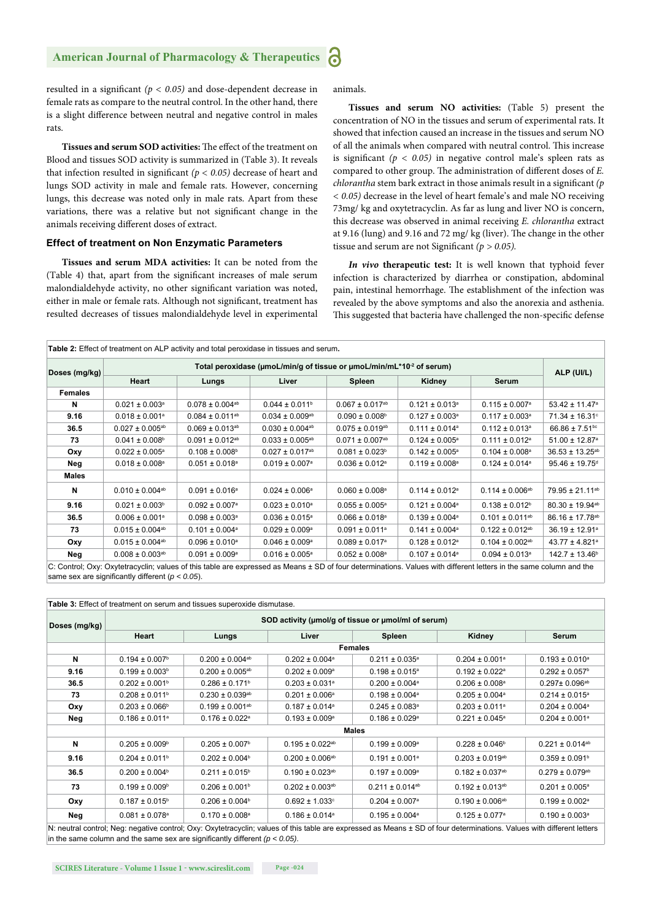resulted in a significant $(p < 0.05)$ and dose-dependent decrease in female rats as compare to the neutral control. In the other hand, there is a slight difference between neutral and negative control in males rats.

**Tissues and serum SOD activities:** The effect of the treatment on Blood and tissues SOD activity is summarized in (Table 3). It reveals that infection resulted in significant $(p < 0.05)$ decrease of heart and lungs SOD activity in male and female rats. However, concerning lungs, this decrease was noted only in male rats. Apart from these variations, there was a relative but not significant change in the animals receiving different doses of extract.

### Effect of treatment on Non Enzymatic Parameters

**Tissues and serum MDA activities:** It can be noted from the (Table 4) that, apart from the significant increases of male serum malondialdehyde activity, no other significant variation was noted, either in male or female rats. Although not significant, treatment has resulted decreases of tissues malondialdehyde level in experimental animals.

**Tissues and serum NO activities:** (Table 5) present the concentration of NO in the tissues and serum of experimental rats. It showed that infection caused an increase in the tissues and serum NO of all the animals when compared with neutral control. This increase is significant $(p < 0.05)$ in negative control male's spleen rats as compared to other group. The administration of different doses of *E. chlorantha* stem bark extract in those animals result in a significant $(p < 0.05)$ decrease in the level of heart female's and male NO receiving 73mg/ kg and oxytetracyclin. As far as lung and liver NO is concern, this decrease was observed in animal receiving *E. chlorantha* extract at 9.16 (lung) and 9.16 and 72 mg/ kg (liver). The change in the other tissue and serum are not Significant $(p > 0.05)$.

***In vivo* therapeutic test:** It is well known that typhoid fever infection is characterized by diarrhea or constipation, abdominal pain, intestinal hemorrhage. The establishment of the infection was revealed by the above symptoms and also the anorexia and asthenia. This suggested that bacteria have challenged the non-specific defense

**Table 2:** Effect of treatment on ALP activity and total peroxidase in tissues and serum.

| Doses (mg/kg) | Total peroxidase (µmoL/min/g of tissue or µmoL/min/mL*$10^{-2}$ of serum) | | | | | | ALP (UI/L) |
|---|---|---|---|---|---|---|---|
| | Heart | Lungs | Liver | Spleen | Kidney | Serum | |
| **Females** | | | | | | | |
| **N** | 0.021 ± 0.003$^{a}$ | 0.078 ± 0.004$^{ab}$ | 0.044 ± 0.011$^{b}$ | 0.067 ± 0.017$^{ab}$ | 0.121 ± 0.013$^{a}$ | 0.115 ± 0.007$^{a}$ | 53.42 ± 11.47$^{a}$ |
| **9.16** | 0.018 ± 0.001$^{a}$ | 0.084 ± 0.011$^{ab}$ | 0.034 ± 0.009$^{ab}$ | 0.090 ± 0.008$^{b}$ | 0.127 ± 0.003$^{a}$ | 0.117 ± 0.003$^{a}$ | 71.34 ± 16.31$^{c}$ |
| **36.5** | 0.027 ± 0.005$^{ab}$ | 0.069 ± 0.013$^{ab}$ | 0.030 ± 0.004$^{ab}$ | 0.075 ± 0.019$^{ab}$ | 0.111 ± 0.014$^{a}$ | 0.112 ± 0.013$^{a}$ | 66.86 ± 7.51$^{bc}$ |
| **73** | 0.041 ± 0.008$^{b}$ | 0.091 ± 0.012$^{ab}$ | 0.033 ± 0.005$^{ab}$ | 0.071 ± 0.007$^{ab}$ | 0.124 ± 0.005$^{a}$ | 0.111 ± 0.012$^{a}$ | 51.00 ± 12.87$^{a}$ |
| **Oxy** | 0.022 ± 0.005$^{a}$ | 0.108 ± 0.008$^{b}$ | 0.027 ± 0.017$^{ab}$ | 0.081 ± 0.023$^{b}$ | 0.142 ± 0.005$^{a}$ | 0.104 ± 0.008$^{a}$ | 36.53 ± 13.25$^{ab}$ |
| **Neg** | 0.018 ± 0.008$^{a}$ | 0.051 ± 0.018$^{a}$ | 0.019 ± 0.007$^{a}$ | 0.036 ± 0.012$^{a}$ | 0.119 ± 0.008$^{a}$ | 0.124 ± 0.014$^{a}$ | 95.46 ± 19.75$^{d}$ |
| **Males** | | | | | | | |
| **N** | 0.010 ± 0.004$^{ab}$ | 0.091 ± 0.016$^{a}$ | 0.024 ± 0.006$^{a}$ | 0.060 ± 0.008$^{a}$ | 0.114 ± 0.012$^{a}$ | 0.114 ± 0.006$^{ab}$ | 79.95 ± 21.11$^{ab}$ |
| **9.16** | 0.021 ± 0.003$^{b}$ | 0.092 ± 0.007$^{a}$ | 0.023 ± 0.010$^{a}$ | 0.055 ± 0.005$^{a}$ | 0.121 ± 0.004$^{a}$ | 0.138 ± 0.012$^{b}$ | 80.30 ± 19.94$^{ab}$ |
| **36.5** | 0.006 ± 0.001$^{a}$ | 0.098 ± 0.003$^{a}$ | 0.036 ± 0.015$^{a}$ | 0.066 ± 0.018$^{a}$ | 0.139 ± 0.004$^{a}$ | 0.101 ± 0.011$^{ab}$ | 86.16 ± 17.78$^{ab}$ |
| **73** | 0.015 ± 0.004$^{ab}$ | 0.101 ± 0.004$^{a}$ | 0.029 ± 0.009$^{a}$ | 0.091 ± 0.011$^{a}$ | 0.141 ± 0.004$^{a}$ | 0.122 ± 0.012$^{ab}$ | 36.19 ± 12.91$^{a}$ |
| **Oxy** | 0.015 ± 0.004$^{ab}$ | 0.096 ± 0.010$^{a}$ | 0.046 ± 0.009$^{a}$ | 0.089 ± 0.017$^{a}$ | 0.128 ± 0.012$^{a}$ | 0.104 ± 0.002$^{ab}$ | 43.77 ± 4.821$^{a}$ |
| **Neg** | 0.008 ± 0.003$^{ab}$ | 0.091 ± 0.009$^{a}$ | 0.016 ± 0.005$^{a}$ | 0.052 ± 0.008$^{a}$ | 0.107 ± 0.014$^{a}$ | 0.094 ± 0.013$^{a}$ | 142.7 ± 13.46$^{b}$ |

C: Control; Oxy: Oxytetracyclin; values of this table are expressed as Means ± SD of four determinations. Values with different letters in the same column and the same sex are significantly different $(p < 0.05)$.

**Table 3:** Effect of treatment on serum and tissues superoxide dismutase.

| Doses (mg/kg) | SOD activity (µmol/g of tissue or µmol/ml of serum) | | | | | |
|---|---|---|---|---|---|---|
| | Heart | Lungs | Liver | Spleen | Kidney | Serum |
| | **Females** | | | | | |
| **N** | 0.194 ± 0.007$^{b}$ | 0.200 ± 0.004$^{ab}$ | 0.202 ± 0.004$^{a}$ | 0.211 ± 0.035$^{a}$ | 0.204 ± 0.001$^{a}$ | 0.193 ± 0.010$^{a}$ |
| **9.16** | 0.199 ± 0.003$^{b}$ | 0.200 ± 0.005$^{ab}$ | 0.202 ± 0.009$^{a}$ | 0.198 ± 0.015$^{a}$ | 0.192 ± 0.022$^{a}$ | 0.292 ± 0.057$^{b}$ |
| **36.5** | 0.202 ± 0.001$^{b}$ | 0.286 ± 0.171$^{b}$ | 0.203 ± 0.031$^{a}$ | 0.200 ± 0.004$^{a}$ | 0.206 ± 0.008$^{a}$ | 0.297± 0.096$^{ab}$ |
| **73** | 0.208 ± 0.011$^{b}$ | 0.230 ± 0.039$^{ab}$ | 0.201 ± 0.006$^{a}$ | 0.198 ± 0.004$^{a}$ | 0.205 ± 0.004$^{a}$ | 0.214 ± 0.015$^{a}$ |
| **Oxy** | 0.203 ± 0.066$^{b}$ | 0.199 ± 0.001$^{ab}$ | 0.187 ± 0.014$^{a}$ | 0.245 ± 0.083$^{a}$ | 0.203 ± 0.011$^{a}$ | 0.204 ± 0.004$^{a}$ |
| **Neg** | 0.186 ± 0.011$^{a}$ | 0.176 ± 0.022$^{a}$ | 0.193 ± 0.009$^{a}$ | 0.186 ± 0.029$^{a}$ | 0.221 ± 0.045$^{a}$ | 0.204 ± 0.001$^{a}$ |
| | **Males** | | | | | |
| **N** | 0.205 ± 0.009$^{b}$ | 0.205 ± 0.007$^{b}$ | 0.195 ± 0.022$^{ab}$ | 0.199 ± 0.009$^{a}$ | 0.228 ± 0.046$^{b}$ | 0.221 ± 0.014$^{ab}$ |
| **9.16** | 0.204 ± 0.011$^{b}$ | 0.202 ± 0.004$^{b}$ | 0.200 ± 0.006$^{ab}$ | 0.191 ± 0.001$^{a}$ | 0.203 ± 0.019$^{ab}$ | 0.359 ± 0.091$^{b}$ |
| **36.5** | 0.200 ± 0.004$^{b}$ | 0.211 ± 0.015$^{b}$ | 0.190 ± 0.023$^{ab}$ | 0.197 ± 0.009$^{a}$ | 0.182 ± 0.037$^{ab}$ | 0.279 ± 0.079$^{ab}$ |
| **73** | 0.199 ± 0.009$^{b}$ | 0.206 ± 0.001$^{b}$ | 0.202 ± 0.003$^{ab}$ | 0.211 ± 0.014$^{ab}$ | 0.192 ± 0.013$^{ab}$ | 0.201 ± 0.005$^{a}$ |
| **Oxy** | 0.187 ± 0.015$^{b}$ | 0.206 ± 0.004$^{b}$ | 0.692 ± 1.033$^{c}$ | 0.204 ± 0.007$^{a}$ | 0.190 ± 0.006$^{ab}$ | 0.199 ± 0.002$^{a}$ |
| **Neg** | 0.081 ± 0.078$^{a}$ | 0.170 ± 0.008$^{a}$ | 0.186 ± 0.014$^{a}$ | 0.195 ± 0.004$^{a}$ | 0.125 ± 0.077$^{a}$ | 0.190 ± 0.003$^{a}$ |

N: neutral control; Neg: negative control; Oxy: Oxytetracyclin; values of this table are expressed as Means ± SD of four determinations. Values with different letters in the same column and the same sex are significantly different $(p < 0.05)$.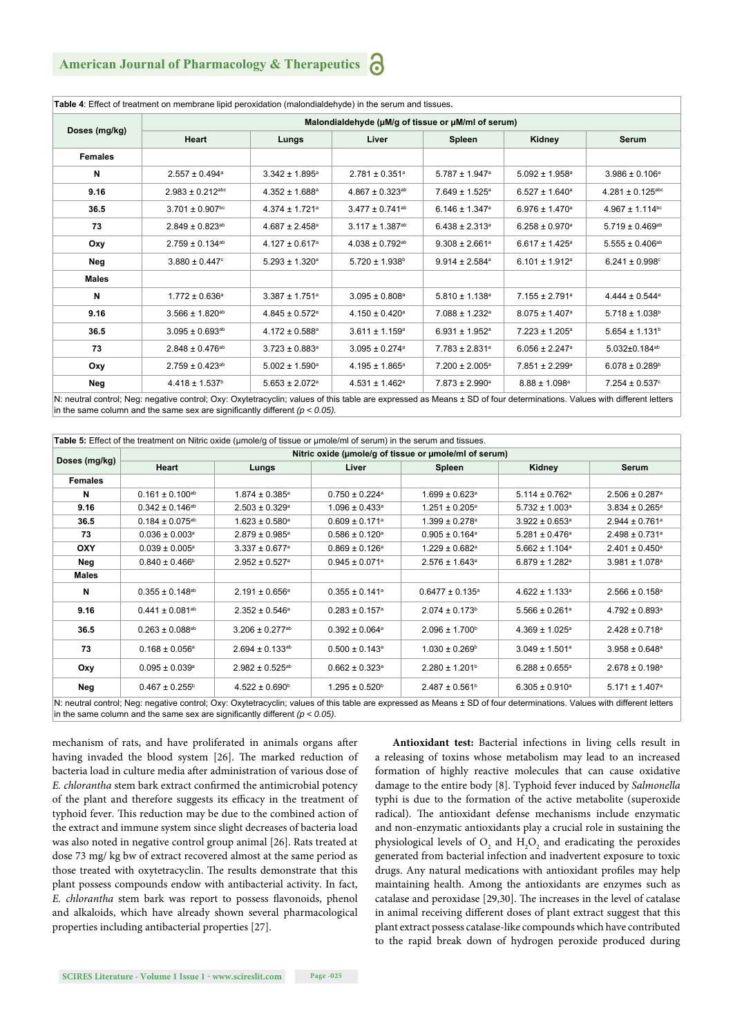**Table 4**: Effect of treatment on membrane lipid peroxidation (malondialdehyde) in the serum and tissues.

| Doses (mg/kg) | Malondialdehyde (μM/g of tissue or μM/ml of serum) | | | | | |
|---|---|---|---|---|---|---|
| | Heart | Lungs | Liver | Spleen | Kidney | Serum |
| **Females** | | | | | | |
| **N** | 2.557 ± 0.494[a] | 3.342 ± 1.895[a] | 2.781 ± 0.351[a] | 5.787 ± 1.947[a] | 5.092 ± 1.958[a] | 3.986 ± 0.106[a] |
| **9.16** | 2.983 ± 0.212[abc] | 4.352 ± 1.688[a] | 4.867 ± 0.323[ab] | 7.649 ± 1.525[a] | 6.527 ± 1.640[a] | 4.281 ± 0.125[abc] |
| **36.5** | 3.701 ± 0.907[bc] | 4.374 ± 1.721[a] | 3.477 ± 0.741[ab] | 6.146 ± 1.347[a] | 6.976 ± 1.470[a] | 4.967 ± 1.114[bc] |
| **73** | 2.849 ± 0.823[ab] | 4.687 ± 2.458[a] | 3.117 ± 1.387[ab] | 6.438 ± 2.313[a] | 6.258 ± 0.970[a] | 5.719 ± 0.469[ab] |
| **Oxy** | 2.759 ± 0.134[ab] | 4.127 ± 0.617[a] | 4.038 ± 0.792[ab] | 9.308 ± 2.661[a] | 6.617 ± 1.425[a] | 5.555 ± 0.406[ab] |
| **Neg** | 3.880 ± 0.447[c] | 5.293 ± 1.320[a] | 5.720 ± 1.938[b] | 9.914 ± 2.584[a] | 6.101 ± 1.912[a] | 6.241 ± 0.998[c] |
| **Males** | | | | | | |
| **N** | 1.772 ± 0.636[a] | 3.387 ± 1.751[a] | 3.095 ± 0.808[a] | 5.810 ± 1.138[a] | 7.155 ± 2.791[a] | 4.444 ± 0.544[a] |
| **9.16** | 3.566 ± 1.820[ab] | 4.845 ± 0.572[a] | 4.150 ± 0.420[a] | 7.088 ± 1.232[a] | 8.075 ± 1.407[a] | 5.718 ± 1.038[b] |
| **36.5** | 3.095 ± 0.693[ab] | 4.172 ± 0.588[a] | 3.611 ± 1.159[a] | 6.931 ± 1.952[a] | 7.223 ± 1.205[a] | 5.654 ± 1.131[b] |
| **73** | 2.848 ± 0.476[ab] | 3.723 ± 0.883[a] | 3.095 ± 0.274[a] | 7.783 ± 2.831[a] | 6.056 ± 2.247[a] | 5.032±0.184[ab] |
| **Oxy** | 2.759 ± 0.423[ab] | 5.002 ± 1.590[a] | 4.195 ± 1.865[a] | 7.200 ± 2.005[a] | 7.851 ± 2.299[a] | 6.078 ± 0.289[b] |
| **Neg** | 4.418 ± 1.537[b] | 5.653 ± 2.072[a] | 4.531 ± 1.462[a] | 7.873 ± 2.990[a] | 8.88 ± 1.098[a] | 7.254 ± 0.537[c] |

N: neutral control; Neg: negative control; Oxy: Oxytetracyclin; values of this table are expressed as Means ± SD of four determinations. Values with different letters in the same column and the same sex are significantly different *($p < 0.05$).*

**Table 5:** Effect of the treatment on Nitric oxide (µmole/g of tissue or µmole/ml of serum) in the serum and tissues.

| Doses (mg/kg) | Nitric oxide (µmole/g of tissue or µmole/ml of serum) | | | | | |
|---|---|---|---|---|---|---|
| | Heart | Lungs | Liver | Spleen | Kidney | Serum |
| **Females** | | | | | | |
| **N** | 0.161 ± 0.100[ab] | 1.874 ± 0.385[a] | 0.750 ± 0.224[a] | 1.699 ± 0.623[a] | 5.114 ± 0.762[a] | 2.506 ± 0.287[a] |
| **9.16** | 0.342 ± 0.146[ab] | 2.503 ± 0.329[a] | 1.096 ± 0.433[a] | 1.251 ± 0.205[a] | 5.732 ± 1.003[a] | 3.834 ± 0.265[a] |
| **36.5** | 0.184 ± 0.075[ab] | 1.623 ± 0.580[a] | 0.609 ± 0.171[a] | 1.399 ± 0.278[a] | 3.922 ± 0.653[a] | 2.944 ± 0.761[a] |
| **73** | 0.036 ± 0.003[a] | 2.879 ± 0.985[a] | 0.586 ± 0.120[a] | 0.905 ± 0.164[a] | 5.281 ± 0.476[a] | 2.498 ± 0.731[a] |
| **OXY** | 0.039 ± 0.005[a] | 3.337 ± 0.677[a] | 0.869 ± 0.126[a] | 1.229 ± 0.682[a] | 5.662 ± 1.104[a] | 2.401 ± 0.450[a] |
| **Neg** | 0.840 ± 0.466[b] | 2.952 ± 0.527[a] | 0.945 ± 0.071[a] | 2.576 ± 1.643[a] | 6.879 ± 1.282[a] | 3.981 ± 1.078[a] |
| **Males** | | | | | | |
| **N** | 0.355 ± 0.148[ab] | 2.191 ± 0.656[a] | 0.355 ± 0.141[a] | 0.6477 ± 0.135[a] | 4.622 ± 1.133[a] | 2.566 ± 0.158[a] |
| **9.16** | 0.441 ± 0.081[ab] | 2.352 ± 0.546[a] | 0.283 ± 0.157[a] | 2.074 ± 0.173[b] | 5.566 ± 0.261[a] | 4.792 ± 0.893[a] |
| **36.5** | 0.263 ± 0.088[ab] | 3.206 ± 0.277[ab] | 0.392 ± 0.064[a] | 2.096 ± 1.700[b] | 4.369 ± 1.025[a] | 2.428 ± 0.718[a] |
| **73** | 0.168 ± 0.056[a] | 2.694 ± 0.133[ab] | 0.500 ± 0.143[a] | 1.030 ± 0.269[b] | 3.049 ± 1.501[a] | 3.958 ± 0.648[a] |
| **Oxy** | 0.095 ± 0.039[a] | 2.982 ± 0.525[ab] | 0.662 ± 0.323[a] | 2.280 ± 1.201[b] | 6.288 ± 0.655[a] | 2.678 ± 0.198[a] |
| **Neg** | 0.467 ± 0.255[b] | 4.522 ± 0.690[b] | 1.295 ± 0.520[b] | 2.487 ± 0.561[b] | 6.305 ± 0.910[a] | 5.171 ± 1.407[a] |

N: neutral control; Neg: negative control; Oxy: Oxytetracyclin; values of this table are expressed as Means ± SD of four determinations. Values with different letters in the same column and the same sex are significantly different *($p < 0.05$).*

mechanism of rats, and have proliferated in animals organs after having invaded the blood system [26]. The marked reduction of bacteria load in culture media after administration of various dose of *E. chlorantha* stem bark extract confirmed the antimicrobial potency of the plant and therefore suggests its efficacy in the treatment of typhoid fever. This reduction may be due to the combined action of the extract and immune system since slight decreases of bacteria load was also noted in negative control group animal [26]. Rats treated at dose 73 mg/ kg bw of extract recovered almost at the same period as those treated with oxytetracyclin. The results demonstrate that this plant possess compounds endow with antibacterial activity. In fact, *E. chlorantha* stem bark was report to possess flavonoids, phenol and alkaloids, which have already shown several pharmacological properties including antibacterial properties [27].

**Antioxidant test:** Bacterial infections in living cells result in a releasing of toxins whose metabolism may lead to an increased formation of highly reactive molecules that can cause oxidative damage to the entire body [8]. Typhoid fever induced by *Salmonella* typhi is due to the formation of the active metabolite (superoxide radical). The antioxidant defense mechanisms include enzymatic and non-enzymatic antioxidants play a crucial role in sustaining the physiological levels of $O_2$ and $H_2O_2$ and eradicating the peroxides generated from bacterial infection and inadvertent exposure to toxic drugs. Any natural medications with antioxidant profiles may help maintaining health. Among the antioxidants are enzymes such as catalase and peroxidase [29,30]. The increases in the level of catalase in animal receiving different doses of plant extract suggest that this plant extract possess catalase-like compounds which have contributed to the rapid break down of hydrogen peroxide produced during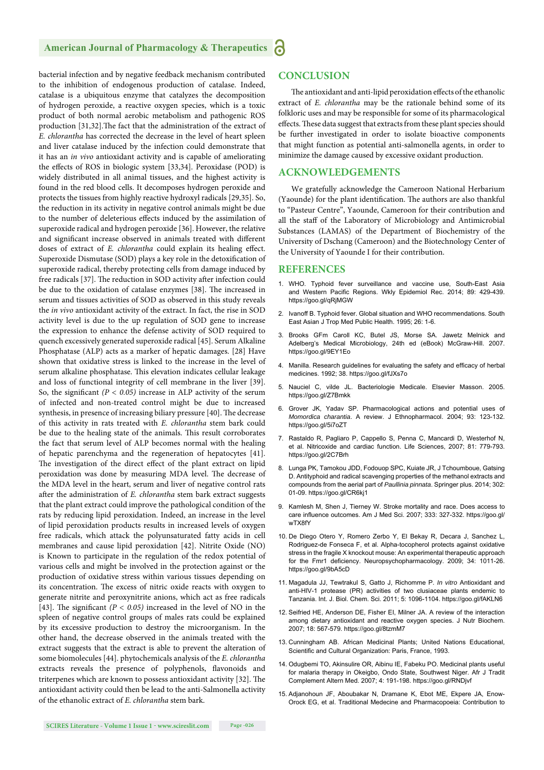bacterial infection and by negative feedback mechanism contributed to the inhibition of endogenous production of catalase. Indeed, catalase is a ubiquitous enzyme that catalyzes the decomposition of hydrogen peroxide, a reactive oxygen species, which is a toxic product of both normal aerobic metabolism and pathogenic ROS production [31,32].The fact that the administration of the extract of *E. chlorantha* has corrected the decrease in the level of heart spleen and liver catalase induced by the infection could demonstrate that it has an *in vivo* antioxidant activity and is capable of ameliorating the effects of ROS in biologic system [33,34]. Peroxidase (POD) is widely distributed in all animal tissues, and the highest activity is found in the red blood cells. It decomposes hydrogen peroxide and protects the tissues from highly reactive hydroxyl radicals [29,35]. So, the reduction in its activity in negative control animals might be due to the number of deleterious effects induced by the assimilation of superoxide radical and hydrogen peroxide [36]. However, the relative and significant increase observed in animals treated with different doses of extract of *E. chlorantha* could explain its healing effect. Superoxide Dismutase (SOD) plays a key role in the detoxification of superoxide radical, thereby protecting cells from damage induced by free radicals [37]. The reduction in SOD activity after infection could be due to the oxidation of catalase enzymes [38]. The increased in serum and tissues activities of SOD as observed in this study reveals the *in vivo* antioxidant activity of the extract. In fact, the rise in SOD activity level is due to the up regulation of SOD gene to increase the expression to enhance the defense activity of SOD required to quench excessively generated superoxide radical [45]. Serum Alkaline Phosphatase (ALP) acts as a marker of hepatic damages. [28] Have shown that oxidative stress is linked to the increase in the level of serum alkaline phosphatase. This elevation indicates cellular leakage and loss of functional integrity of cell membrane in the liver [39]. So, the significant $(P < 0.05)$ increase in ALP activity of the serum of infected and non-treated control might be due to increased synthesis, in presence of increasing biliary pressure [40]. The decrease of this activity in rats treated with *E. chlorantha* stem bark could be due to the healing state of the animals. This result corroborates the fact that serum level of ALP becomes normal with the healing of hepatic parenchyma and the regeneration of hepatocytes [41]. The investigation of the direct effect of the plant extract on lipid peroxidation was done by measuring MDA level. The decrease of the MDA level in the heart, serum and liver of negative control rats after the administration of *E. chlorantha* stem bark extract suggests that the plant extract could improve the pathological condition of the rats by reducing lipid peroxidation. Indeed, an increase in the level of lipid peroxidation products results in increased levels of oxygen free radicals, which attack the polyunsaturated fatty acids in cell membranes and cause lipid peroxidation [42]. Nitrite Oxide (NO) is Known to participate in the regulation of the redox potential of various cells and might be involved in the protection against or the production of oxidative stress within various tissues depending on its concentration. The excess of nitric oxide reacts with oxygen to generate nitrite and peroxynitrite anions, which act as free radicals [43]. The significant $(P < 0.05)$ increased in the level of NO in the spleen of negative control groups of males rats could be explained by its excessive production to destroy the microorganism. In the other hand, the decrease observed in the animals treated with the extract suggests that the extract is able to prevent the alteration of some biomolecules [44]. phytochemicals analysis of the *E. chlorantha* extracts reveals the presence of polyphenols, flavonoids and triterpenes which are known to possess antioxidant activity [32]. The antioxidant activity could then be lead to the anti-Salmonella activity of the ethanolic extract of *E. chlorantha* stem bark.

## CONCLUSION

The antioxidant and anti-lipid peroxidation effects of the ethanolic extract of *E. chlorantha* may be the rationale behind some of its folkloric uses and may be responsible for some of its pharmacological effects. These data suggest that extracts from these plant species should be further investigated in order to isolate bioactive components that might function as potential anti-salmonella agents, in order to minimize the damage caused by excessive oxidant production.

## ACKNOWLEDGEMENTS

We gratefully acknowledge the Cameroon National Herbarium (Yaounde) for the plant identification. The authors are also thankful to "Pasteur Centre", Yaounde, Cameroon for their contribution and all the staff of the Laboratory of Microbiology and Antimicrobial Substances (LAMAS) of the Department of Biochemistry of the University of Dschang (Cameroon) and the Biotechnology Center of the University of Yaounde I for their contribution.

## REFERENCES

1. WHO. Typhoid fever surveillance and vaccine use, South-East Asia and Western Pacific Regions. Wkly Epidemiol Rec. 2014; 89: 429-439. https://goo.gl/qRjMGW
2. Ivanoff B. Typhoid fever. Global situation and WHO recommendations. South East Asian J Trop Med Public Health. 1995; 26: 1-6.
3. Brooks GFm Caroll KC, Butel JS, Morse SA. Jawetz Melnick and Adelberg's Medical Microbiology, 24th ed (eBook) McGraw-Hill. 2007. https://goo.gl/9EY1Eo
4. Manilla. Research guidelines for evaluating the safety and efficacy of herbal medicines. 1992; 38. https://goo.gl/fJXs7o
5. Nauciel C, vilde JL. Bacteriologie Medicale. Elsevier Masson. 2005. https://goo.gl/Z7Bmkk
6. Grover JK, Yadav SP. Pharmacological actions and potential uses of *Momordica charantia*. A review. J Ethnopharmacol. 2004; 93: 123-132. https://goo.gl/5i7oZT
7. Rastaldo R, Pagliaro P, Cappello S, Penna C, Mancardi D, Westerhof N, et al. Nitricoxide and cardiac function. Life Sciences, 2007; 81: 779-793. https://goo.gl/2C7Brh
8. Lunga PK, Tamokou JDD, Fodouop SPC, Kuiate JR, J Tchoumboue, Gatsing D. Antityphoid and radical scavenging properties of the methanol extracts and compounds from the aerial part of *Paullinia pinnata*. Springer plus. 2014; 302: 01-09. https://goo.gl/CR6kj1
9. Kamlesh M, Shen J, Tierney W. Stroke mortality and race. Does access to care influence outcomes. Am J Med Sci. 2007; 333: 327-332. https://goo.gl/wTX8fY
10. De Diego Otero Y, Romero Zerbo Y, El Bekay R, Decara J, Sanchez L, Rodriguez-de Fonseca F, et al. Alpha-tocopherol protects against oxidative stress in the fragile X knockout mouse: An experimental therapeutic approach for the Fmr1 deficiency. Neuropsychopharmacology. 2009; 34: 1011-26. https://goo.gl/9bA5cD
11. Magadula JJ, Tewtrakul S, Gatto J, Richomme P. *In vitro* Antioxidant and anti-HIV-1 protease (PR) activities of two clusiaceae plants endemic to Tanzania. Int. J. Biol. Chem. Sci. 2011; 5: 1096-1104. https://goo.gl/fAKLN6
12. Seifried HE, Anderson DE, Fisher EI, Milner JA. A review of the interaction among dietary antioxidant and reactive oxygen species. J Nutr Biochem. 2007; 18: 567-579. https://goo.gl/8tzmM7
13. Cunningham AB. African Medicinal Plants; United Nations Educational, Scientific and Cultural Organization: Paris, France, 1993.
14. Odugbemi TO, Akinsulire OR, Aibinu IE, Fabeku PO. Medicinal plants useful for malaria therapy in Okeigbo, Ondo State, Southwest Niger. Afr J Tradit Complement Altern Med. 2007; 4: 191-198. https://goo.gl/RNDjvf
15. Adjanohoun JF, Aboubakar N, Dramane K, Ebot ME, Ekpere JA, Enow-Orock EG, et al. Traditional Medecine and Pharmacopoeia: Contribution to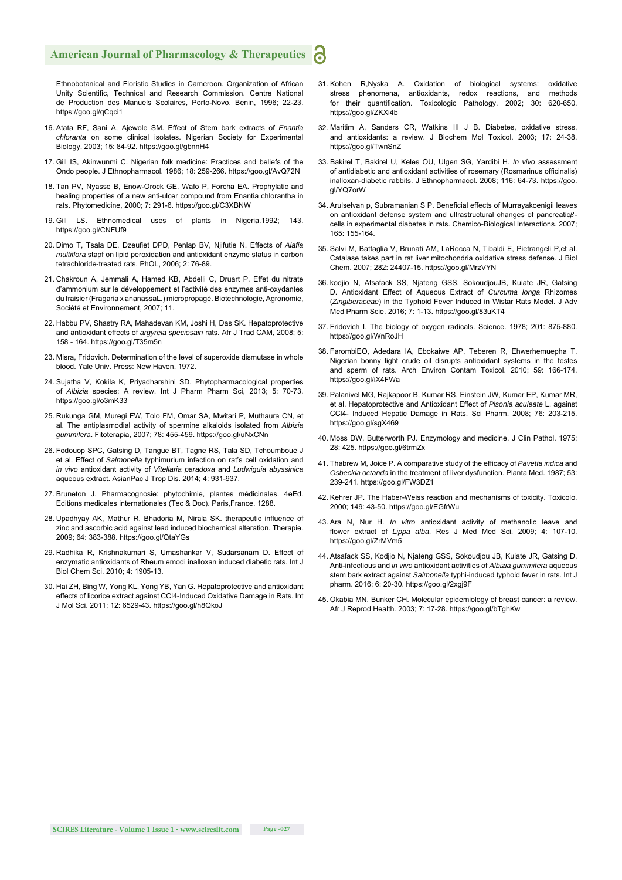Ethnobotanical and Floristic Studies in Cameroon. Organization of African Unity Scientific, Technical and Research Commission. Centre National de Production des Manuels Scolaires, Porto-Novo. Benin, 1996; 22-23. https://goo.gl/qCqci1

16. Atata RF, Sani A, Ajewole SM. Effect of Stem bark extracts of *Enantia chloranta* on some clinical isolates. Nigerian Society for Experimental Biology. 2003; 15: 84-92. https://goo.gl/gbnnH4

17. Gill IS, Akinwunmi C. Nigerian folk medicine: Practices and beliefs of the Ondo people. J Ethnopharmacol. 1986; 18: 259-266. https://goo.gl/AvQ72N

18. Tan PV, Nyasse B, Enow-Orock GE, Wafo P, Forcha EA. Prophylatic and healing properties of a new anti-ulcer compound from Enantia chlorantha in rats. Phytomedicine, 2000; 7: 291-6. https://goo.gl/C3XBNW

19. Gill LS. Ethnomedical uses of plants in Nigeria.1992; 143. https://goo.gl/CNFUf9

20. Dimo T, Tsala DE, Dzeufiet DPD, Penlap BV, Njifutie N. Effects of *Alafia multiflora* stapf on lipid peroxidation and antioxidant enzyme status in carbon tetrachloride-treated rats. PhOL, 2006; 2: 76-89.

21. Chakroun A, Jemmali A, Hamed KB, Abdelli C, Druart P. Effet du nitrate d'ammonium sur le développement et l'activité des enzymes anti-oxydantes du fraisier (Fragaria x ananassaL.) micropropagé. Biotechnologie, Agronomie, Société et Environnement, 2007; 11.

22. Habbu PV, Shastry RA, Mahadevan KM, Joshi H, Das SK. Hepatoprotective and antioxidant effects of *argyreia speciosain* rats. Afr J Trad CAM, 2008; 5: 158 - 164. https://goo.gl/T35m5n

23. Misra, Fridovich. Determination of the level of superoxide dismutase in whole blood. Yale Univ. Press: New Haven. 1972.

24. Sujatha V, Kokila K, Priyadharshini SD. Phytopharmacological properties of *Albizia* species: A review. Int J Pharm Pharm Sci, 2013; 5: 70-73. https://goo.gl/o3mK33

25. Rukunga GM, Muregi FW, Tolo FM, Omar SA, Mwitari P, Muthaura CN, et al. The antiplasmodial activity of spermine alkaloids isolated from *Albizia gummifera*. Fitoterapia, 2007; 78: 455-459. https://goo.gl/uNxCNn

26. Fodouop SPC, Gatsing D, Tangue BT, Tagne RS, Tala SD, Tchoumboué J et al. Effect of *Salmonella* typhimurium infection on rat's cell oxidation and *in vivo* antioxidant activity of *Vitellaria paradoxa* and *Ludwiguia abyssinica* aqueous extract. AsianPac J Trop Dis. 2014; 4: 931-937.

27. Bruneton J. Pharmacognosie: phytochimie, plantes médicinales. 4eEd. Editions medicales internationales (Tec & Doc). Paris,France. 1288.

28. Upadhyay AK, Mathur R, Bhadoria M, Nirala SK. therapeutic influence of zinc and ascorbic acid against lead induced biochemical alteration. Therapie. 2009; 64: 383-388. https://goo.gl/QtaYGs

29. Radhika R, Krishnakumari S, Umashankar V, Sudarsanam D. Effect of enzymatic antioxidants of Rheum emodi inalloxan induced diabetic rats. Int J Biol Chem Sci. 2010; 4: 1905-13.

30. Hai ZH, Bing W, Yong KL, Yong YB, Yan G. Hepatoprotective and antioxidant effects of licorice extract against CCl4-Induced Oxidative Damage in Rats. Int J Mol Sci. 2011; 12: 6529-43. https://goo.gl/h8QkoJ

31. Kohen R,Nyska A. Oxidation of biological systems: oxidative stress phenomena, antioxidants, redox reactions, and methods for their quantification. Toxicologic Pathology. 2002; 30: 620-650. https://goo.gl/ZKXi4b

32. Maritim A, Sanders CR, Watkins III J B. Diabetes, oxidative stress, and antioxidants: a review. J Biochem Mol Toxicol. 2003; 17: 24-38. https://goo.gl/TwnSnZ

33. Bakirel T, Bakirel U, Keles OU, Ulgen SG, Yardibi H. *In vivo* assessment of antidiabetic and antioxidant activities of rosemary (Rosmarinus officinalis) inalloxan-diabetic rabbits. J Ethnopharmacol. 2008; 116: 64-73. https://goo.gl/YQ7orW

34. Arulselvan p, Subramanian S P. Beneficial effects of Murrayakoenigii leaves on antioxidant defense system and ultrastructural changes of pancreatic$\beta$-cells in experimental diabetes in rats. Chemico-Biological Interactions. 2007; 165: 155-164.

35. Salvi M, Battaglia V, Brunati AM, LaRocca N, Tibaldi E, Pietrangeli P,et al. Catalase takes part in rat liver mitochondria oxidative stress defense. J Biol Chem. 2007; 282: 24407-15. https://goo.gl/MrzVYN

36. kodjio N, Atsafack SS, Njateng GSS, SokoudjouJB, Kuiate JR, Gatsing D. Antioxidant Effect of Aqueous Extract of *Curcuma longa* Rhizomes (*Zingiberaceae*) in the Typhoid Fever Induced in Wistar Rats Model. J Adv Med Pharm Scie. 2016; 7: 1-13. https://goo.gl/83uKT4

37. Fridovich I. The biology of oxygen radicals. Science. 1978; 201: 875-880. https://goo.gl/WnRoJH

38. FarombiEO, Adedara IA, Ebokaiwe AP, Teberen R, Ehwerhemuepha T. Nigerian bonny light crude oil disrupts antioxidant systems in the testes and sperm of rats. Arch Environ Contam Toxicol. 2010; 59: 166-174. https://goo.gl/iX4FWa

39. Palanivel MG, Rajkapoor B, Kumar RS, Einstein JW, Kumar EP, Kumar MR, et al. Hepatoprotective and Antioxidant Effect of *Pisonia aculeate* L. against CCl4- Induced Hepatic Damage in Rats. Sci Pharm. 2008; 76: 203-215. https://goo.gl/sgX469

40. Moss DW, Butterworth PJ. Enzymology and medicine. J Clin Pathol. 1975; 28: 425. https://goo.gl/6trmZx

41. Thabrew M, Joice P. A comparative study of the efficacy of *Pavetta indica* and *Osbeckia octanda* in the treatment of liver dysfunction. Planta Med. 1987; 53: 239-241. https://goo.gl/FW3DZ1

42. Kehrer JP. The Haber-Weiss reaction and mechanisms of toxicity. Toxicolo. 2000; 149: 43-50. https://goo.gl/EGfrWu

43. Ara N, Nur H. *In vitro* antioxidant activity of methanolic leave and flower extract of *Lippa alba*. Res J Med Med Sci. 2009; 4: 107-10. https://goo.gl/ZrMVm5

44. Atsafack SS, Kodjio N, Njateng GSS, Sokoudjou JB, Kuiate JR, Gatsing D. Anti-infectious and *in vivo* antioxidant activities of *Albizia gummifera* aqueous stem bark extract against *Salmonella* typhi-induced typhoid fever in rats. Int J pharm. 2016; 6: 20-30. https://goo.gl/2xgj9F

45. Okabia MN, Bunker CH. Molecular epidemiology of breast cancer: a review. Afr J Reprod Health. 2003; 7: 17-28. https://goo.gl/bTghKw